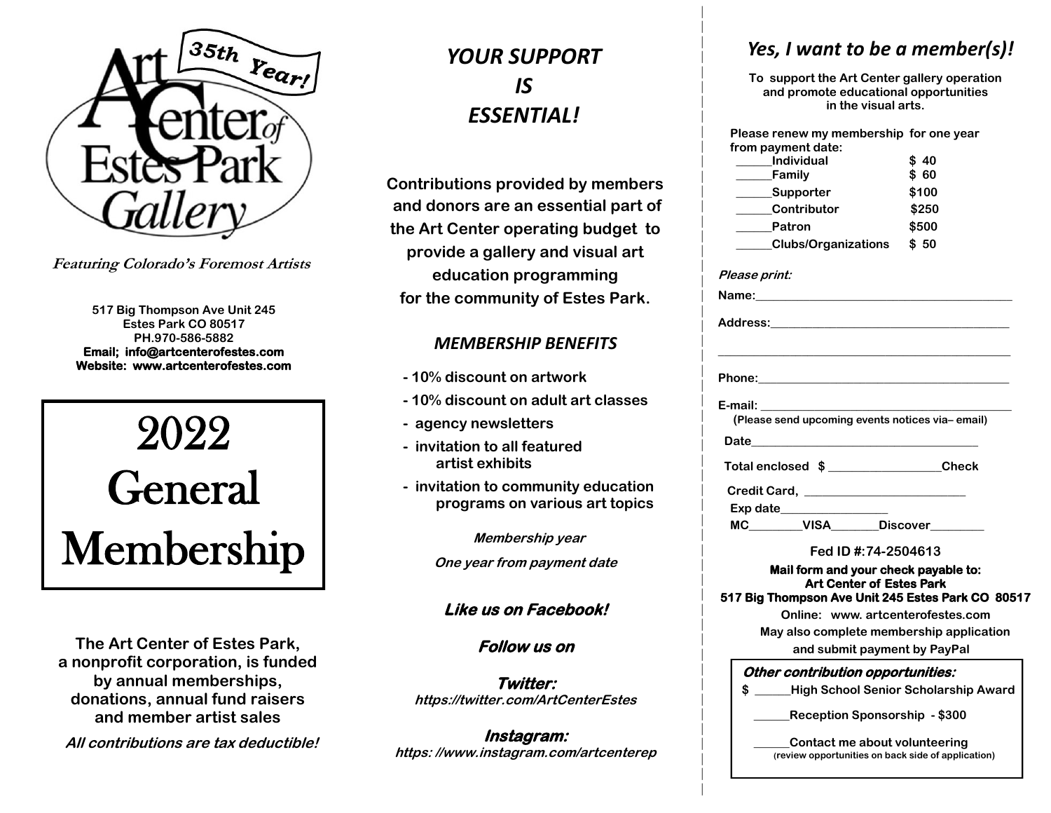# Art Center of Estes Park Gallery

35th Year!

***Featuring Colorado's Foremost Artists***

**517 Big Thompson Ave Unit 245**
**Estes Park CO 80517**
**PH.970-586-5882**
**Email; info@artcenterofestes.com**
**Website: www.artcenterofestes.com**

# 2022 General Membership

**The Art Center of Estes Park, a nonprofit corporation, is funded by annual memberships, donations, annual fund raisers and member artist sales**

***All contributions are tax deductible!***

## *YOUR SUPPORT IS ESSENTIAL!*

**Contributions provided by members and donors are an essential part of the Art Center operating budget to provide a gallery and visual art education programming for the community of Estes Park.**

### *MEMBERSHIP BENEFITS*

- **10% discount on artwork**
- **10% discount on adult art classes**
- **agency newsletters**
- **invitation to all featured artist exhibits**
- **invitation to community education programs on various art topics**

***Membership year***

***One year from payment date***

***Like us on Facebook!***

***Follow us on***

***Twitter:***
***https://twitter.com/ArtCenterEstes***

***Instagram:***
***https: //www.instagram.com/artcenterep***

## *Yes, I want to be a member(s)!*

**To support the Art Center gallery operation and promote educational opportunities in the visual arts.**

**Please renew my membership for one year from payment date:**

| | |
|---|---|
| ______Individual | $ 40 |
| ______Family | $ 60 |
| ______Supporter | $100 |
| ______Contributor | $250 |
| ______Patron | $500 |
| ______Clubs/Organizations | $ 50 |

***Please print:***

**Name:**________________________________________

**Address:**______________________________________

________________________________________________

**Phone:**________________________________________

**E-mail:** ________________________________________
**(Please send upcoming events notices via– email)**

**Date**___________________________________

**Total enclosed $** __________________**Check**

**Credit Card,** __________________________

**Exp date**_________________

**MC**_________**VISA**________**Discover**_________

**Fed ID #:74-2504613**

**Mail form and your check payable to:**
**Art Center of Estes Park**
**517 Big Thompson Ave Unit 245 Estes Park CO 80517**

**Online: www. artcenterofestes.com**
**May also complete membership application and submit payment by PayPal**

***Other contribution opportunities:***

**$ ______High School Senior Scholarship Award**

**______Reception Sponsorship - $300**

**______Contact me about volunteering**
**(review opportunities on back side of application)**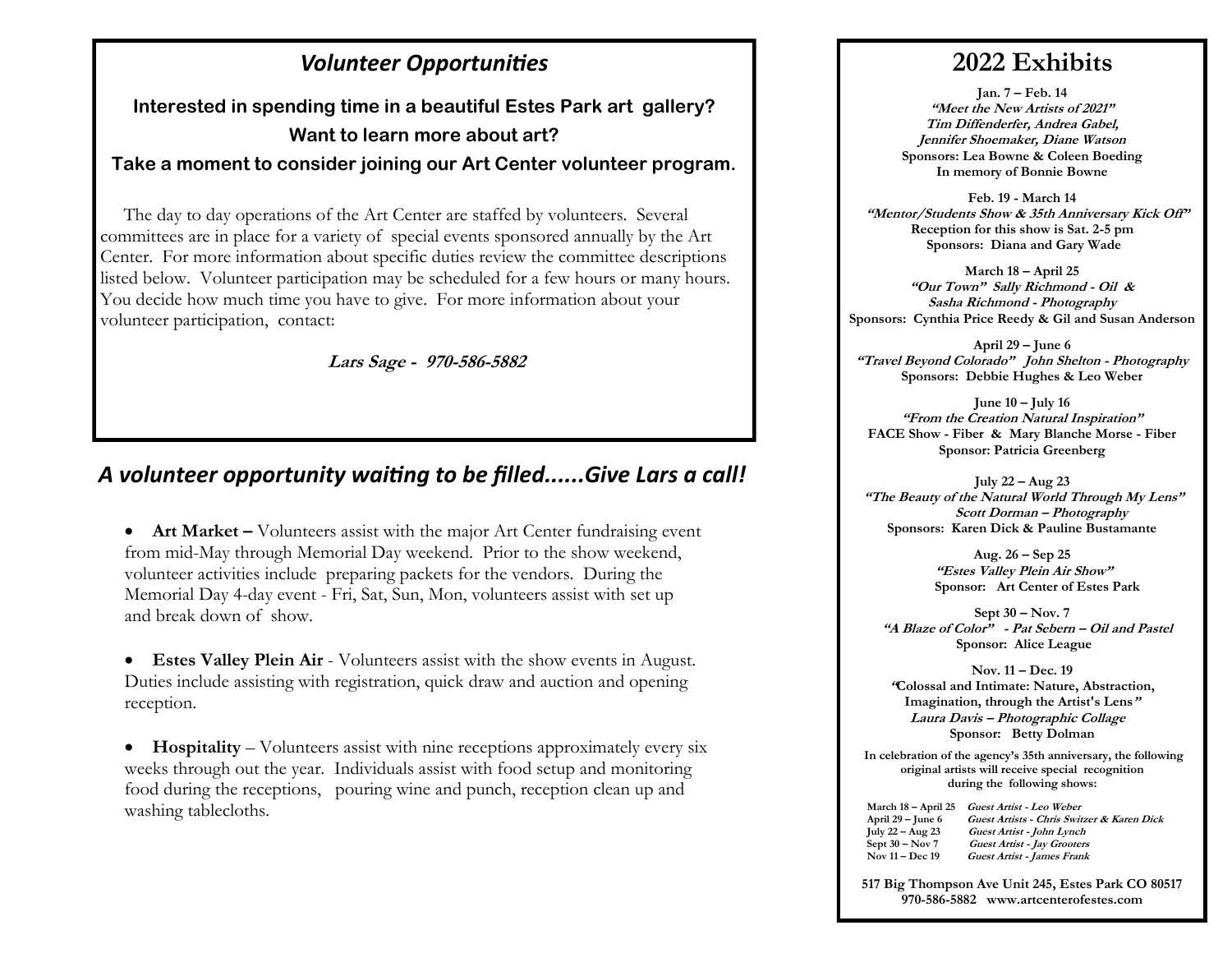## *Volunteer Opportunities*

**Interested in spending time in a beautiful Estes Park art gallery?**

**Want to learn more about art?**

**Take a moment to consider joining our Art Center volunteer program.**

The day to day operations of the Art Center are staffed by volunteers. Several committees are in place for a variety of special events sponsored annually by the Art Center. For more information about specific duties review the committee descriptions listed below. Volunteer participation may be scheduled for a few hours or many hours. You decide how much time you have to give. For more information about your volunteer participation, contact:

***Lars Sage - 970-586-5882***

## *A volunteer opportunity waiting to be filled......Give Lars a call!*

- **Art Market –** Volunteers assist with the major Art Center fundraising event from mid-May through Memorial Day weekend. Prior to the show weekend, volunteer activities include preparing packets for the vendors. During the Memorial Day 4-day event - Fri, Sat, Sun, Mon, volunteers assist with set up and break down of show.
- **Estes Valley Plein Air** - Volunteers assist with the show events in August. Duties include assisting with registration, quick draw and auction and opening reception.
- **Hospitality** – Volunteers assist with nine receptions approximately every six weeks through out the year. Individuals assist with food setup and monitoring food during the receptions, pouring wine and punch, reception clean up and washing tablecloths.

# 2022 Exhibits

**Jan. 7 – Feb. 14**
***"Meet the New Artists of 2021"***
***Tim Diffenderfer, Andrea Gabel, Jennifer Shoemaker, Diane Watson***
**Sponsors: Lea Bowne & Coleen Boeding**
**In memory of Bonnie Bowne**

**Feb. 19 - March 14**
***"Mentor/Students Show & 35th Anniversary Kick Off"***
**Reception for this show is Sat. 2-5 pm**
**Sponsors: Diana and Gary Wade**

**March 18 – April 25**
***"Our Town" Sally Richmond - Oil & Sasha Richmond - Photography***
**Sponsors: Cynthia Price Reedy & Gil and Susan Anderson**

**April 29 – June 6**
***"Travel Beyond Colorado" John Shelton - Photography***
**Sponsors: Debbie Hughes & Leo Weber**

**June 10 – July 16**
***"From the Creation Natural Inspiration"***
**FACE Show - Fiber & Mary Blanche Morse - Fiber**
**Sponsor: Patricia Greenberg**

**July 22 – Aug 23**
***"The Beauty of the Natural World Through My Lens" Scott Dorman – Photography***
**Sponsors: Karen Dick & Pauline Bustamante**

**Aug. 26 – Sep 25**
***"Estes Valley Plein Air Show"***
**Sponsor: Art Center of Estes Park**

**Sept 30 – Nov. 7**
***"A Blaze of Color" - Pat Sebern – Oil and Pastel***
**Sponsor: Alice League**

**Nov. 11 – Dec. 19**
**"Colossal and Intimate: Nature, Abstraction, Imagination, through the Artist's Lens"**
***Laura Davis – Photographic Collage***
**Sponsor: Betty Dolman**

**In celebration of the agency's 35th anniversary, the following original artists will receive special recognition during the following shows:**

| | |
|---|---|
| **March 18 – April 25** | ***Guest Artist - Leo Weber*** |
| **April 29 – June 6** | ***Guest Artists - Chris Switzer & Karen Dick*** |
| **July 22 – Aug 23** | ***Guest Artist - John Lynch*** |
| **Sept 30 – Nov 7** | ***Guest Artist - Jay Grooters*** |
| **Nov 11 – Dec 19** | ***Guest Artist - James Frank*** |

**517 Big Thompson Ave Unit 245, Estes Park CO 80517**
**970-586-5882 www.artcenterofestes.com**